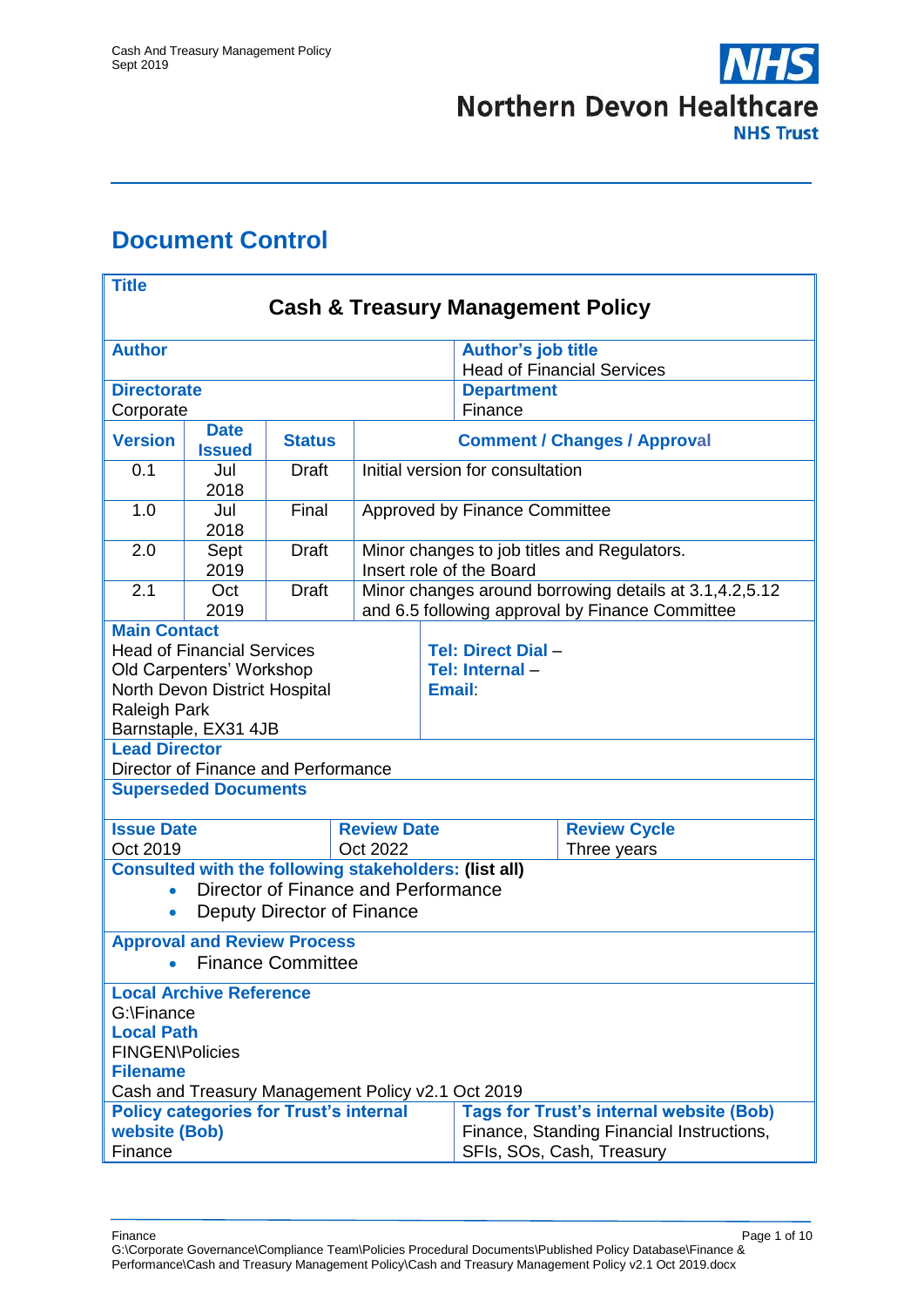# Document Control

| **Title** | | | |
|---|---|---|---|
| **Cash & Treasury Management Policy** | | | |
| **Author** | | **Author's job title** Head of Financial Services | |
| **Directorate** Corporate | | **Department** Finance | |

| Version | Date Issued | Status | Comment / Changes / Approval |
|---|---|---|---|
| 0.1 | Jul 2018 | Draft | Initial version for consultation |
| 1.0 | Jul 2018 | Final | Approved by Finance Committee |
| 2.0 | Sept 2019 | Draft | Minor changes to job titles and Regulators. Insert role of the Board |
| 2.1 | Oct 2019 | Draft | Minor changes around borrowing details at 3.1,4.2,5.12 and 6.5 following approval by Finance Committee |

**Main Contact**
Head of Financial Services
Old Carpenters' Workshop
North Devon District Hospital
Raleigh Park
Barnstaple, EX31 4JB

**Tel: Direct Dial** –
**Tel: Internal** –
**Email**:

**Lead Director**
Director of Finance and Performance

**Superseded Documents**

| Issue Date | Review Date | Review Cycle |
|---|---|---|
| Oct 2019 | Oct 2022 | Three years |

**Consulted with the following stakeholders: (list all)**

- Director of Finance and Performance
- Deputy Director of Finance

**Approval and Review Process**

- Finance Committee

**Local Archive Reference**
G:\Finance
**Local Path**
FINGEN\Policies
**Filename**
Cash and Treasury Management Policy v2.1 Oct 2019

| Policy categories for Trust's internal website (Bob) | Tags for Trust's internal website (Bob) |
|---|---|
| Finance | Finance, Standing Financial Instructions, SFIs, SOs, Cash, Treasury |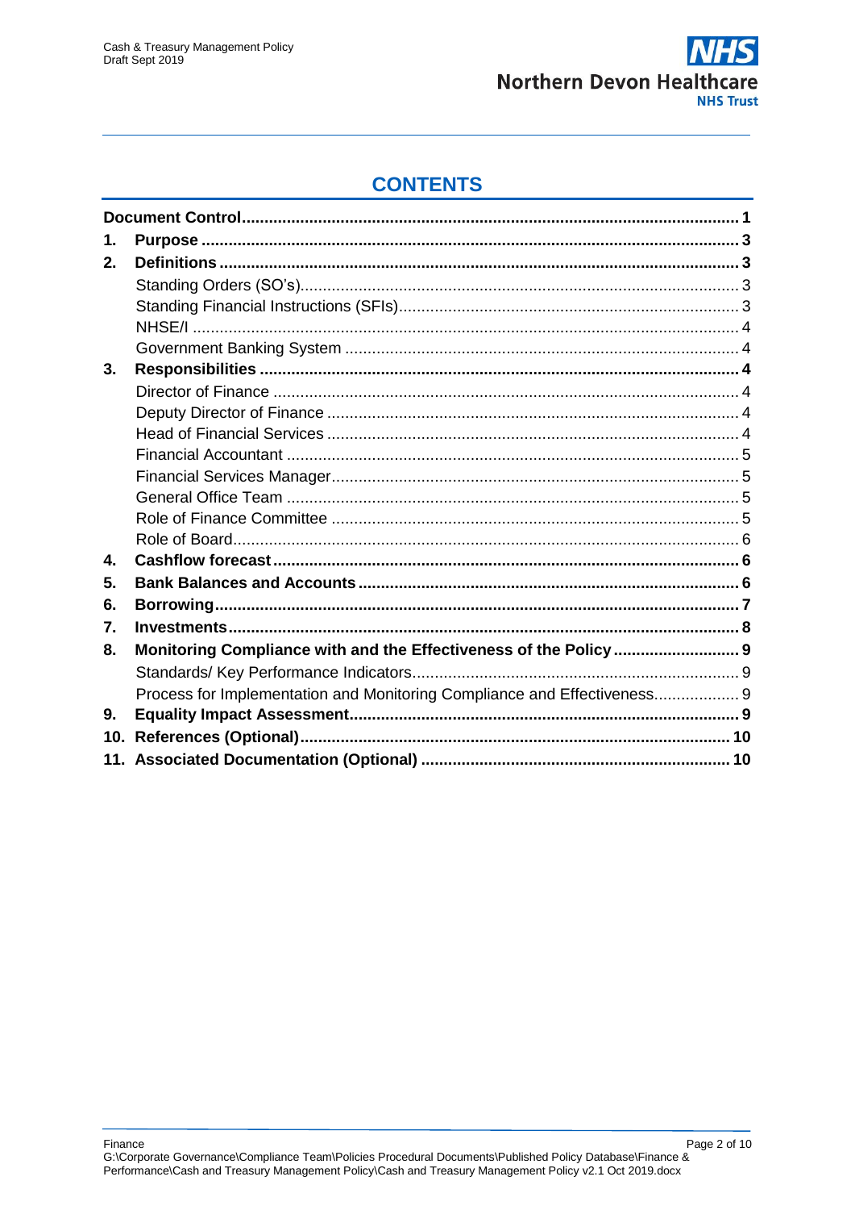# CONTENTS

| | | |
|---|---|---|
| **Document Control** | | **1** |
| **1.** | **Purpose** | **3** |
| **2.** | **Definitions** | **3** |
| | Standing Orders (SO's) | 3 |
| | Standing Financial Instructions (SFIs) | 3 |
| | NHSE/I | 4 |
| | Government Banking System | 4 |
| **3.** | **Responsibilities** | **4** |
| | Director of Finance | 4 |
| | Deputy Director of Finance | 4 |
| | Head of Financial Services | 4 |
| | Financial Accountant | 5 |
| | Financial Services Manager | 5 |
| | General Office Team | 5 |
| | Role of Finance Committee | 5 |
| | Role of Board | 6 |
| **4.** | **Cashflow forecast** | **6** |
| **5.** | **Bank Balances and Accounts** | **6** |
| **6.** | **Borrowing** | **7** |
| **7.** | **Investments** | **8** |
| **8.** | **Monitoring Compliance with and the Effectiveness of the Policy** | **9** |
| | Standards/ Key Performance Indicators | 9 |
| | Process for Implementation and Monitoring Compliance and Effectiveness | 9 |
| **9.** | **Equality Impact Assessment** | **9** |
| **10.** | **References (Optional)** | **10** |
| **11.** | **Associated Documentation (Optional)** | **10** |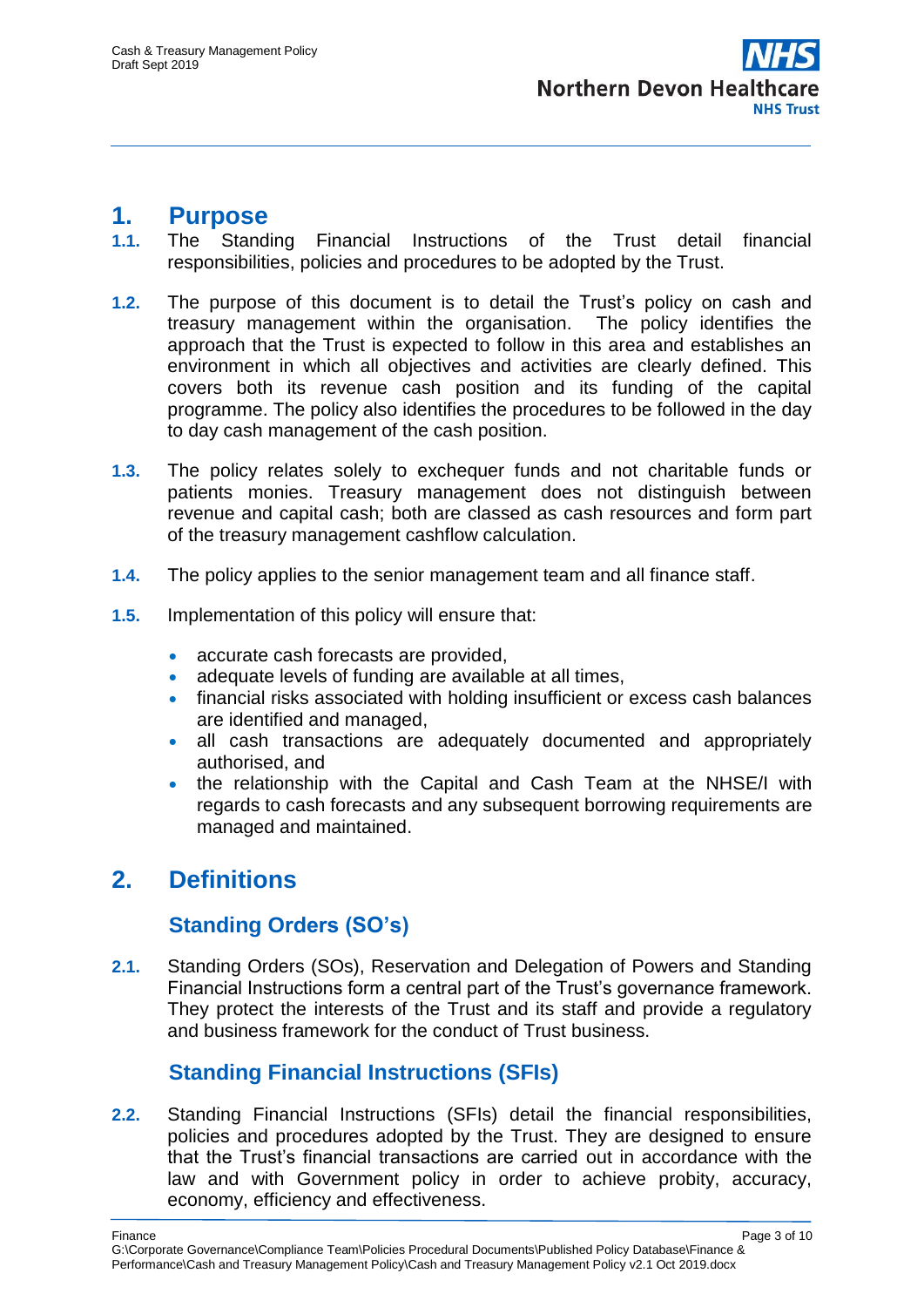# 1. Purpose

**1.1.** The Standing Financial Instructions of the Trust detail financial responsibilities, policies and procedures to be adopted by the Trust.

**1.2.** The purpose of this document is to detail the Trust's policy on cash and treasury management within the organisation. The policy identifies the approach that the Trust is expected to follow in this area and establishes an environment in which all objectives and activities are clearly defined. This covers both its revenue cash position and its funding of the capital programme. The policy also identifies the procedures to be followed in the day to day cash management of the cash position.

**1.3.** The policy relates solely to exchequer funds and not charitable funds or patients monies. Treasury management does not distinguish between revenue and capital cash; both are classed as cash resources and form part of the treasury management cashflow calculation.

**1.4.** The policy applies to the senior management team and all finance staff.

**1.5.** Implementation of this policy will ensure that:

- accurate cash forecasts are provided,
- adequate levels of funding are available at all times,
- financial risks associated with holding insufficient or excess cash balances are identified and managed,
- all cash transactions are adequately documented and appropriately authorised, and
- the relationship with the Capital and Cash Team at the NHSE/I with regards to cash forecasts and any subsequent borrowing requirements are managed and maintained.

# 2. Definitions

## Standing Orders (SO's)

**2.1.** Standing Orders (SOs), Reservation and Delegation of Powers and Standing Financial Instructions form a central part of the Trust's governance framework. They protect the interests of the Trust and its staff and provide a regulatory and business framework for the conduct of Trust business.

## Standing Financial Instructions (SFIs)

**2.2.** Standing Financial Instructions (SFIs) detail the financial responsibilities, policies and procedures adopted by the Trust. They are designed to ensure that the Trust's financial transactions are carried out in accordance with the law and with Government policy in order to achieve probity, accuracy, economy, efficiency and effectiveness.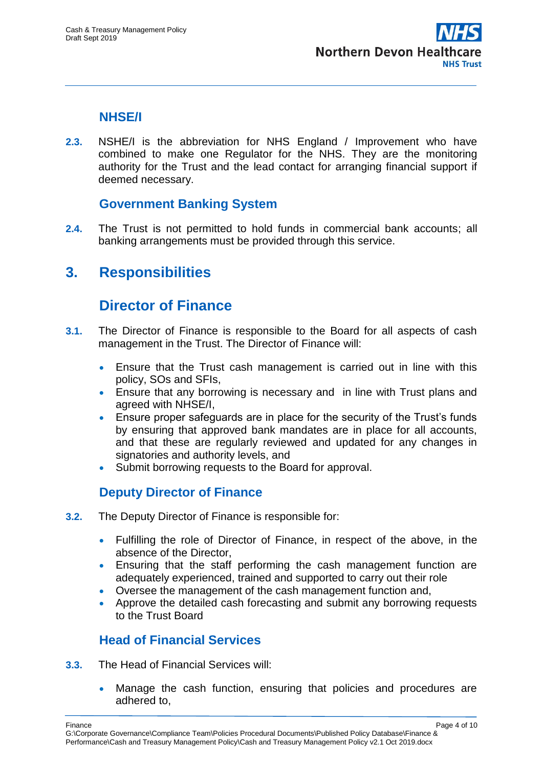### NHSE/I

**2.3.** NSHE/I is the abbreviation for NHS England / Improvement who have combined to make one Regulator for the NHS. They are the monitoring authority for the Trust and the lead contact for arranging financial support if deemed necessary.

### Government Banking System

**2.4.** The Trust is not permitted to hold funds in commercial bank accounts; all banking arrangements must be provided through this service.

## 3. Responsibilities

### Director of Finance

**3.1.** The Director of Finance is responsible to the Board for all aspects of cash management in the Trust. The Director of Finance will:

- Ensure that the Trust cash management is carried out in line with this policy, SOs and SFIs,
- Ensure that any borrowing is necessary and in line with Trust plans and agreed with NHSE/I,
- Ensure proper safeguards are in place for the security of the Trust's funds by ensuring that approved bank mandates are in place for all accounts, and that these are regularly reviewed and updated for any changes in signatories and authority levels, and
- Submit borrowing requests to the Board for approval.

### Deputy Director of Finance

**3.2.** The Deputy Director of Finance is responsible for:

- Fulfilling the role of Director of Finance, in respect of the above, in the absence of the Director,
- Ensuring that the staff performing the cash management function are adequately experienced, trained and supported to carry out their role
- Oversee the management of the cash management function and,
- Approve the detailed cash forecasting and submit any borrowing requests to the Trust Board

### Head of Financial Services

**3.3.** The Head of Financial Services will:

- Manage the cash function, ensuring that policies and procedures are adhered to,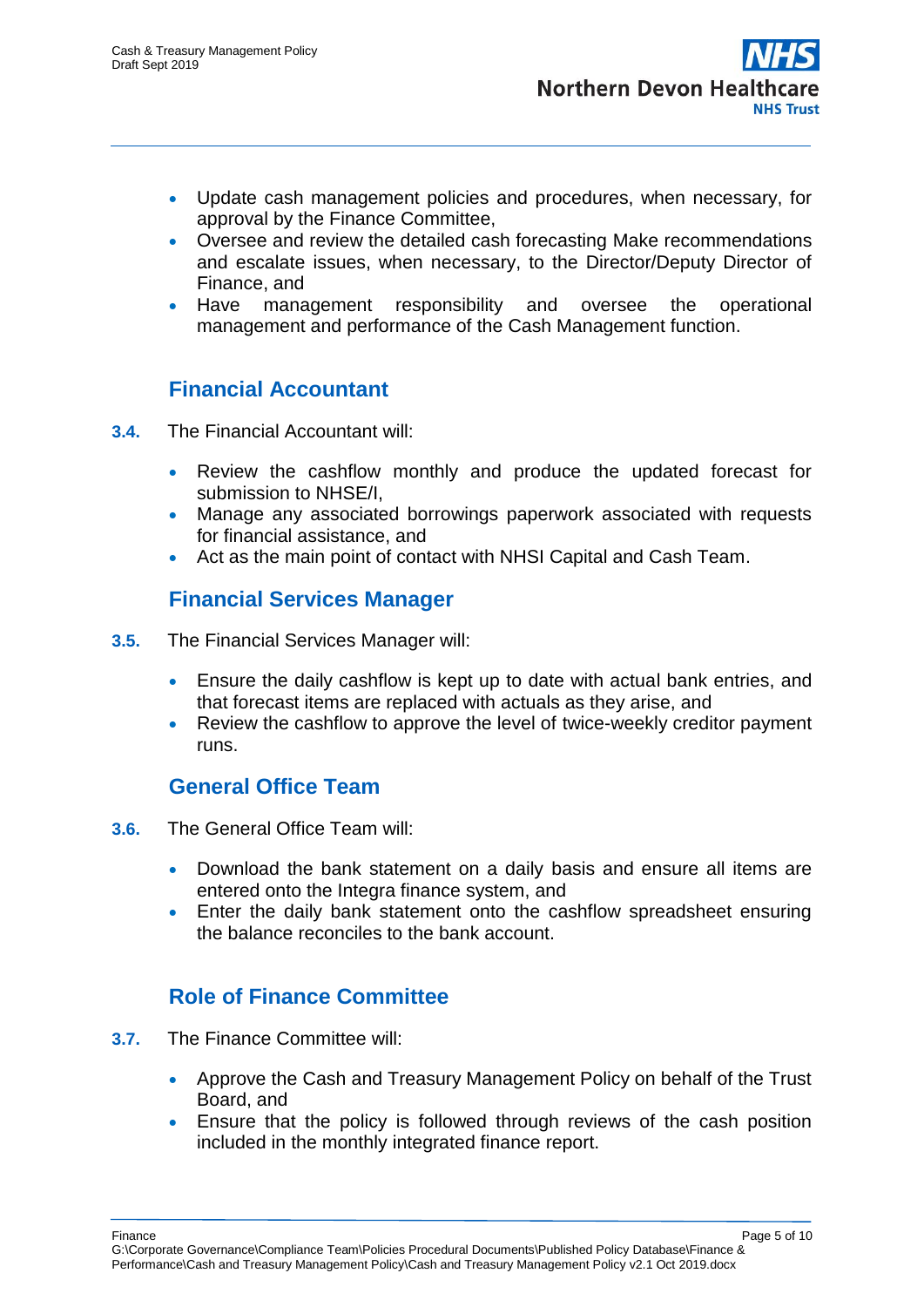- Update cash management policies and procedures, when necessary, for approval by the Finance Committee,
- Oversee and review the detailed cash forecasting Make recommendations and escalate issues, when necessary, to the Director/Deputy Director of Finance, and
- Have management responsibility and oversee the operational management and performance of the Cash Management function.

## Financial Accountant

**3.4.** The Financial Accountant will:

- Review the cashflow monthly and produce the updated forecast for submission to NHSE/I,
- Manage any associated borrowings paperwork associated with requests for financial assistance, and
- Act as the main point of contact with NHSI Capital and Cash Team.

## Financial Services Manager

**3.5.** The Financial Services Manager will:

- Ensure the daily cashflow is kept up to date with actual bank entries, and that forecast items are replaced with actuals as they arise, and
- Review the cashflow to approve the level of twice-weekly creditor payment runs.

## General Office Team

**3.6.** The General Office Team will:

- Download the bank statement on a daily basis and ensure all items are entered onto the Integra finance system, and
- Enter the daily bank statement onto the cashflow spreadsheet ensuring the balance reconciles to the bank account.

## Role of Finance Committee

**3.7.** The Finance Committee will:

- Approve the Cash and Treasury Management Policy on behalf of the Trust Board, and
- Ensure that the policy is followed through reviews of the cash position included in the monthly integrated finance report.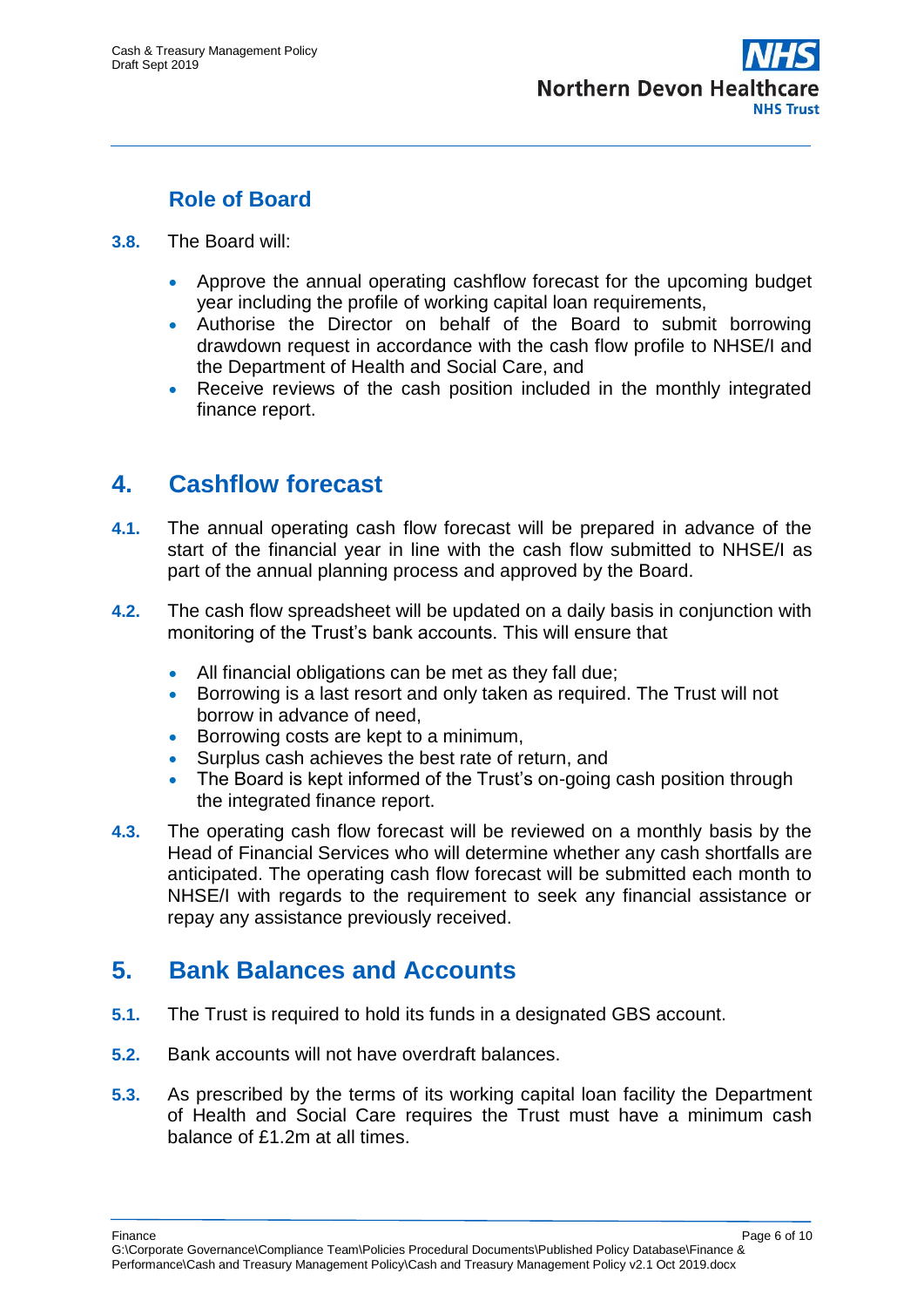### Role of Board

**3.8.** The Board will:

- Approve the annual operating cashflow forecast for the upcoming budget year including the profile of working capital loan requirements,
- Authorise the Director on behalf of the Board to submit borrowing drawdown request in accordance with the cash flow profile to NHSE/I and the Department of Health and Social Care, and
- Receive reviews of the cash position included in the monthly integrated finance report.

## 4. Cashflow forecast

**4.1.** The annual operating cash flow forecast will be prepared in advance of the start of the financial year in line with the cash flow submitted to NHSE/I as part of the annual planning process and approved by the Board.

**4.2.** The cash flow spreadsheet will be updated on a daily basis in conjunction with monitoring of the Trust's bank accounts. This will ensure that

- All financial obligations can be met as they fall due;
- Borrowing is a last resort and only taken as required. The Trust will not borrow in advance of need,
- Borrowing costs are kept to a minimum,
- Surplus cash achieves the best rate of return, and
- The Board is kept informed of the Trust's on-going cash position through the integrated finance report.

**4.3.** The operating cash flow forecast will be reviewed on a monthly basis by the Head of Financial Services who will determine whether any cash shortfalls are anticipated. The operating cash flow forecast will be submitted each month to NHSE/I with regards to the requirement to seek any financial assistance or repay any assistance previously received.

## 5. Bank Balances and Accounts

**5.1.** The Trust is required to hold its funds in a designated GBS account.

**5.2.** Bank accounts will not have overdraft balances.

**5.3.** As prescribed by the terms of its working capital loan facility the Department of Health and Social Care requires the Trust must have a minimum cash balance of £1.2m at all times.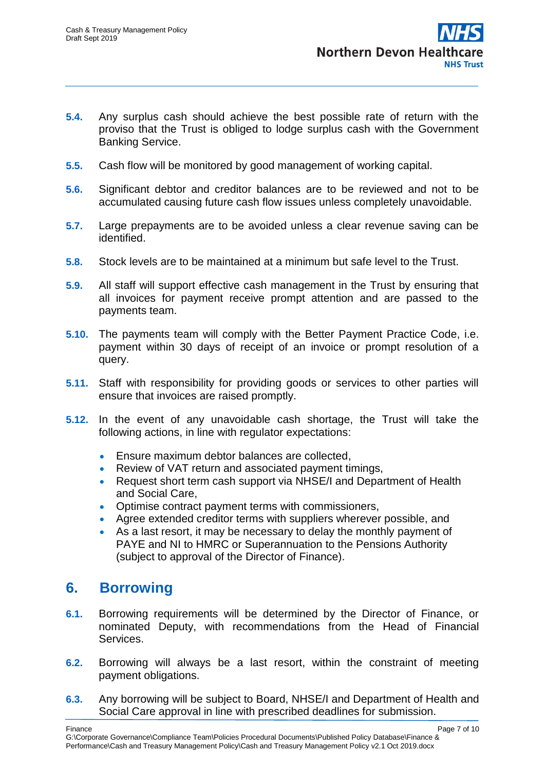**5.4.** Any surplus cash should achieve the best possible rate of return with the proviso that the Trust is obliged to lodge surplus cash with the Government Banking Service.

**5.5.** Cash flow will be monitored by good management of working capital.

**5.6.** Significant debtor and creditor balances are to be reviewed and not to be accumulated causing future cash flow issues unless completely unavoidable.

**5.7.** Large prepayments are to be avoided unless a clear revenue saving can be identified.

**5.8.** Stock levels are to be maintained at a minimum but safe level to the Trust.

**5.9.** All staff will support effective cash management in the Trust by ensuring that all invoices for payment receive prompt attention and are passed to the payments team.

**5.10.** The payments team will comply with the Better Payment Practice Code, i.e. payment within 30 days of receipt of an invoice or prompt resolution of a query.

**5.11.** Staff with responsibility for providing goods or services to other parties will ensure that invoices are raised promptly.

**5.12.** In the event of any unavoidable cash shortage, the Trust will take the following actions, in line with regulator expectations:

- Ensure maximum debtor balances are collected,
- Review of VAT return and associated payment timings,
- Request short term cash support via NHSE/I and Department of Health and Social Care,
- Optimise contract payment terms with commissioners,
- Agree extended creditor terms with suppliers wherever possible, and
- As a last resort, it may be necessary to delay the monthly payment of PAYE and NI to HMRC or Superannuation to the Pensions Authority (subject to approval of the Director of Finance).

# 6. Borrowing

**6.1.** Borrowing requirements will be determined by the Director of Finance, or nominated Deputy, with recommendations from the Head of Financial Services.

**6.2.** Borrowing will always be a last resort, within the constraint of meeting payment obligations.

**6.3.** Any borrowing will be subject to Board, NHSE/I and Department of Health and Social Care approval in line with prescribed deadlines for submission.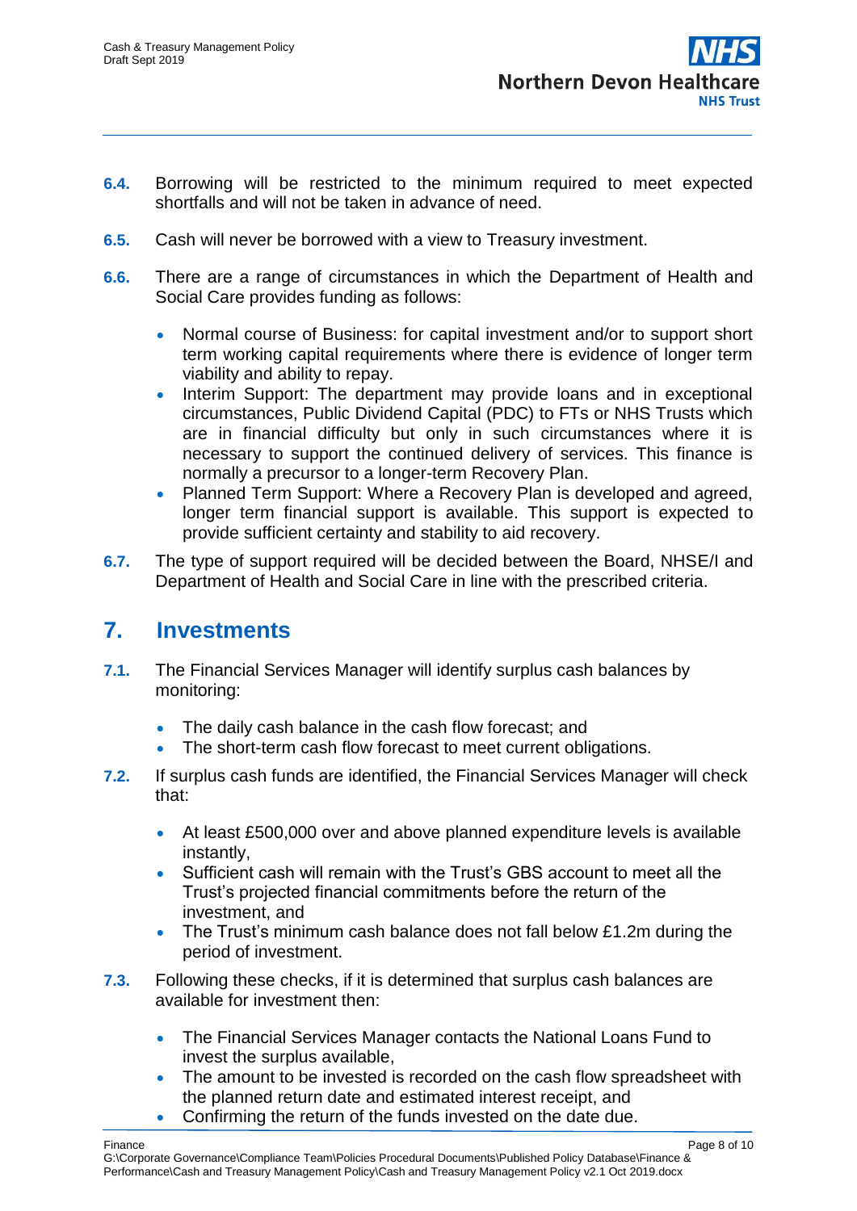**6.4.** Borrowing will be restricted to the minimum required to meet expected shortfalls and will not be taken in advance of need.

**6.5.** Cash will never be borrowed with a view to Treasury investment.

**6.6.** There are a range of circumstances in which the Department of Health and Social Care provides funding as follows:

- Normal course of Business: for capital investment and/or to support short term working capital requirements where there is evidence of longer term viability and ability to repay.
- Interim Support: The department may provide loans and in exceptional circumstances, Public Dividend Capital (PDC) to FTs or NHS Trusts which are in financial difficulty but only in such circumstances where it is necessary to support the continued delivery of services. This finance is normally a precursor to a longer-term Recovery Plan.
- Planned Term Support: Where a Recovery Plan is developed and agreed, longer term financial support is available. This support is expected to provide sufficient certainty and stability to aid recovery.

**6.7.** The type of support required will be decided between the Board, NHSE/I and Department of Health and Social Care in line with the prescribed criteria.

## 7. Investments

**7.1.** The Financial Services Manager will identify surplus cash balances by monitoring:

- The daily cash balance in the cash flow forecast; and
- The short-term cash flow forecast to meet current obligations.

**7.2.** If surplus cash funds are identified, the Financial Services Manager will check that:

- At least £500,000 over and above planned expenditure levels is available instantly,
- Sufficient cash will remain with the Trust's GBS account to meet all the Trust's projected financial commitments before the return of the investment, and
- The Trust's minimum cash balance does not fall below £1.2m during the period of investment.

**7.3.** Following these checks, if it is determined that surplus cash balances are available for investment then:

- The Financial Services Manager contacts the National Loans Fund to invest the surplus available,
- The amount to be invested is recorded on the cash flow spreadsheet with the planned return date and estimated interest receipt, and
- Confirming the return of the funds invested on the date due.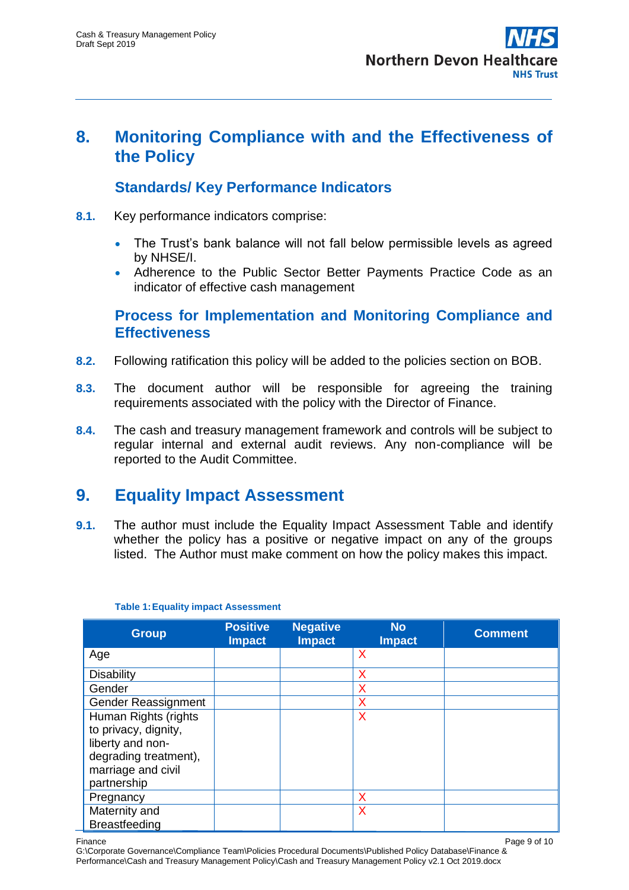## 8. Monitoring Compliance with and the Effectiveness of the Policy

### Standards/ Key Performance Indicators

**8.1.** Key performance indicators comprise:

- The Trust's bank balance will not fall below permissible levels as agreed by NHSE/I.
- Adherence to the Public Sector Better Payments Practice Code as an indicator of effective cash management

### Process for Implementation and Monitoring Compliance and Effectiveness

**8.2.** Following ratification this policy will be added to the policies section on BOB.

**8.3.** The document author will be responsible for agreeing the training requirements associated with the policy with the Director of Finance.

**8.4.** The cash and treasury management framework and controls will be subject to regular internal and external audit reviews. Any non-compliance will be reported to the Audit Committee.

## 9. Equality Impact Assessment

**9.1.** The author must include the Equality Impact Assessment Table and identify whether the policy has a positive or negative impact on any of the groups listed. The Author must make comment on how the policy makes this impact.

**Table 1: Equality impact Assessment**

| Group | Positive Impact | Negative Impact | No Impact | Comment |
|---|---|---|---|---|
| Age | | | X | |
| Disability | | | X | |
| Gender | | | X | |
| Gender Reassignment | | | X | |
| Human Rights (rights to privacy, dignity, liberty and non-degrading treatment), marriage and civil partnership | | | X | |
| Pregnancy | | | X | |
| Maternity and Breastfeeding | | | X | |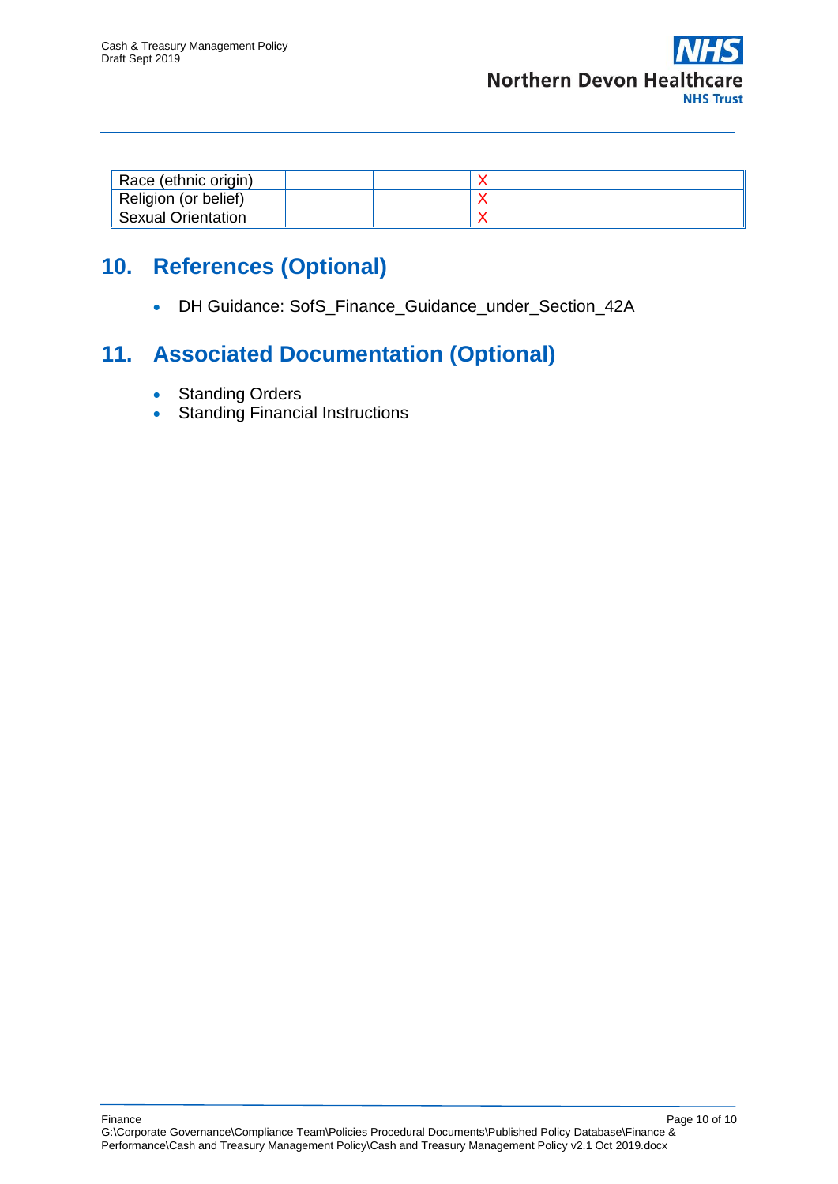| | | | | |
|---|---|---|---|---|
| Race (ethnic origin) | | | X | |
| Religion (or belief) | | | X | |
| Sexual Orientation | | | X | |

## 10. References (Optional)

- DH Guidance: SofS_Finance_Guidance_under_Section_42A

## 11. Associated Documentation (Optional)

- Standing Orders
- Standing Financial Instructions